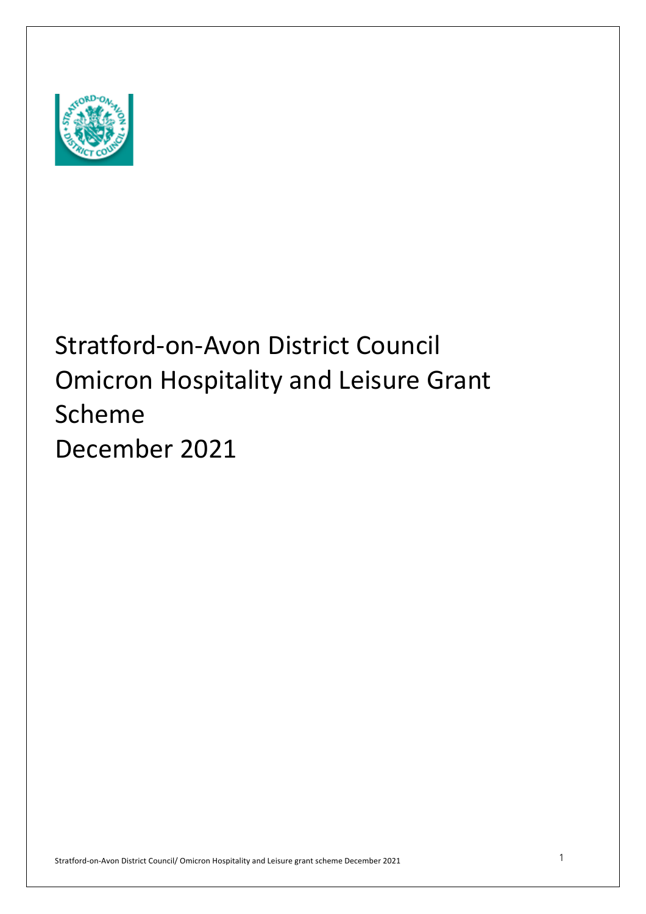# Stratford-on-Avon District Council Omicron Hospitality and Leisure Grant Scheme December 2021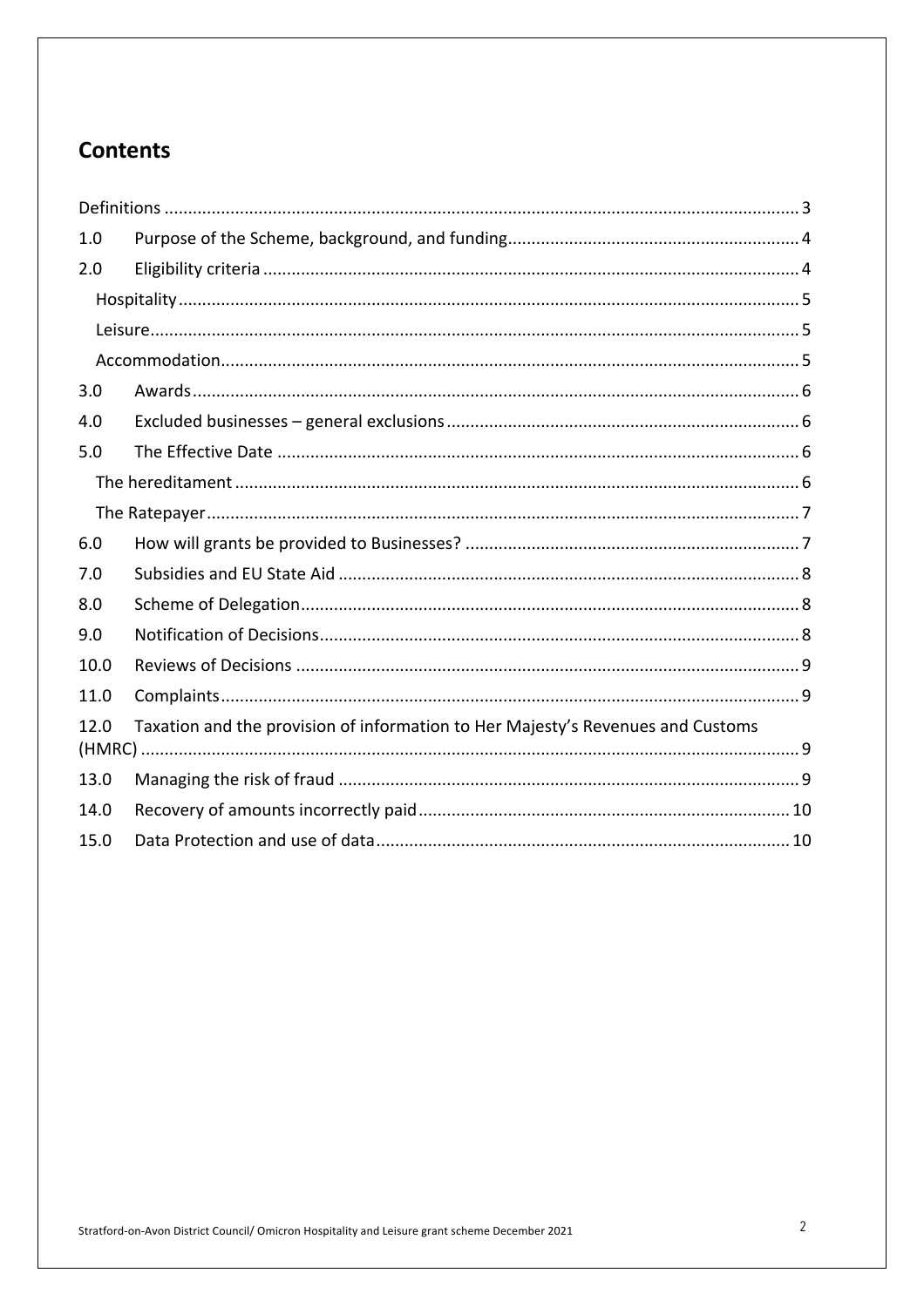## Contents

| | | |
|---|---|---|
| Definitions | | 3 |
| 1.0 | Purpose of the Scheme, background, and funding | 4 |
| 2.0 | Eligibility criteria | 4 |
| | Hospitality | 5 |
| | Leisure | 5 |
| | Accommodation | 5 |
| 3.0 | Awards | 6 |
| 4.0 | Excluded businesses – general exclusions | 6 |
| 5.0 | The Effective Date | 6 |
| | The hereditament | 6 |
| | The Ratepayer | 7 |
| 6.0 | How will grants be provided to Businesses? | 7 |
| 7.0 | Subsidies and EU State Aid | 8 |
| 8.0 | Scheme of Delegation | 8 |
| 9.0 | Notification of Decisions | 8 |
| 10.0 | Reviews of Decisions | 9 |
| 11.0 | Complaints | 9 |
| 12.0 | Taxation and the provision of information to Her Majesty's Revenues and Customs (HMRC) | 9 |
| 13.0 | Managing the risk of fraud | 9 |
| 14.0 | Recovery of amounts incorrectly paid | 10 |
| 15.0 | Data Protection and use of data | 10 |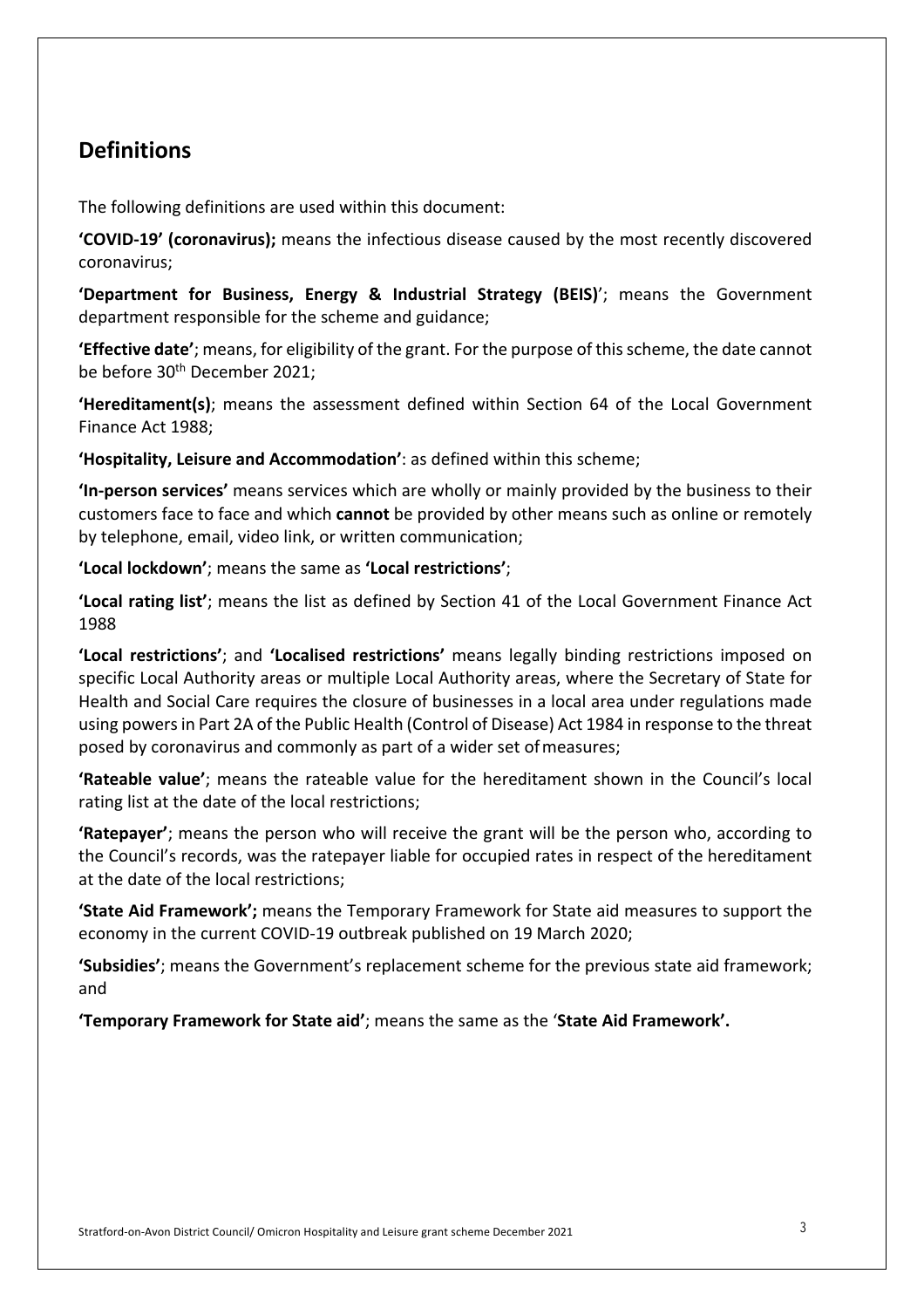## Definitions

The following definitions are used within this document:

**'COVID-19' (coronavirus);** means the infectious disease caused by the most recently discovered coronavirus;

**'Department for Business, Energy & Industrial Strategy (BEIS)**'; means the Government department responsible for the scheme and guidance;

**'Effective date'**; means, for eligibility of the grant. For the purpose of this scheme, the date cannot be before 30th December 2021;

**'Hereditament(s)**; means the assessment defined within Section 64 of the Local Government Finance Act 1988;

**'Hospitality, Leisure and Accommodation'**: as defined within this scheme;

**'In-person services'** means services which are wholly or mainly provided by the business to their customers face to face and which **cannot** be provided by other means such as online or remotely by telephone, email, video link, or written communication;

**'Local lockdown'**; means the same as **'Local restrictions'**;

**'Local rating list'**; means the list as defined by Section 41 of the Local Government Finance Act 1988

**'Local restrictions'**; and **'Localised restrictions'** means legally binding restrictions imposed on specific Local Authority areas or multiple Local Authority areas, where the Secretary of State for Health and Social Care requires the closure of businesses in a local area under regulations made using powers in Part 2A of the Public Health (Control of Disease) Act 1984 in response to the threat posed by coronavirus and commonly as part of a wider set of measures;

**'Rateable value'**; means the rateable value for the hereditament shown in the Council's local rating list at the date of the local restrictions;

**'Ratepayer'**; means the person who will receive the grant will be the person who, according to the Council's records, was the ratepayer liable for occupied rates in respect of the hereditament at the date of the local restrictions;

**'State Aid Framework';** means the Temporary Framework for State aid measures to support the economy in the current COVID-19 outbreak published on 19 March 2020;

**'Subsidies'**; means the Government's replacement scheme for the previous state aid framework; and

**'Temporary Framework for State aid'**; means the same as the '**State Aid Framework'.**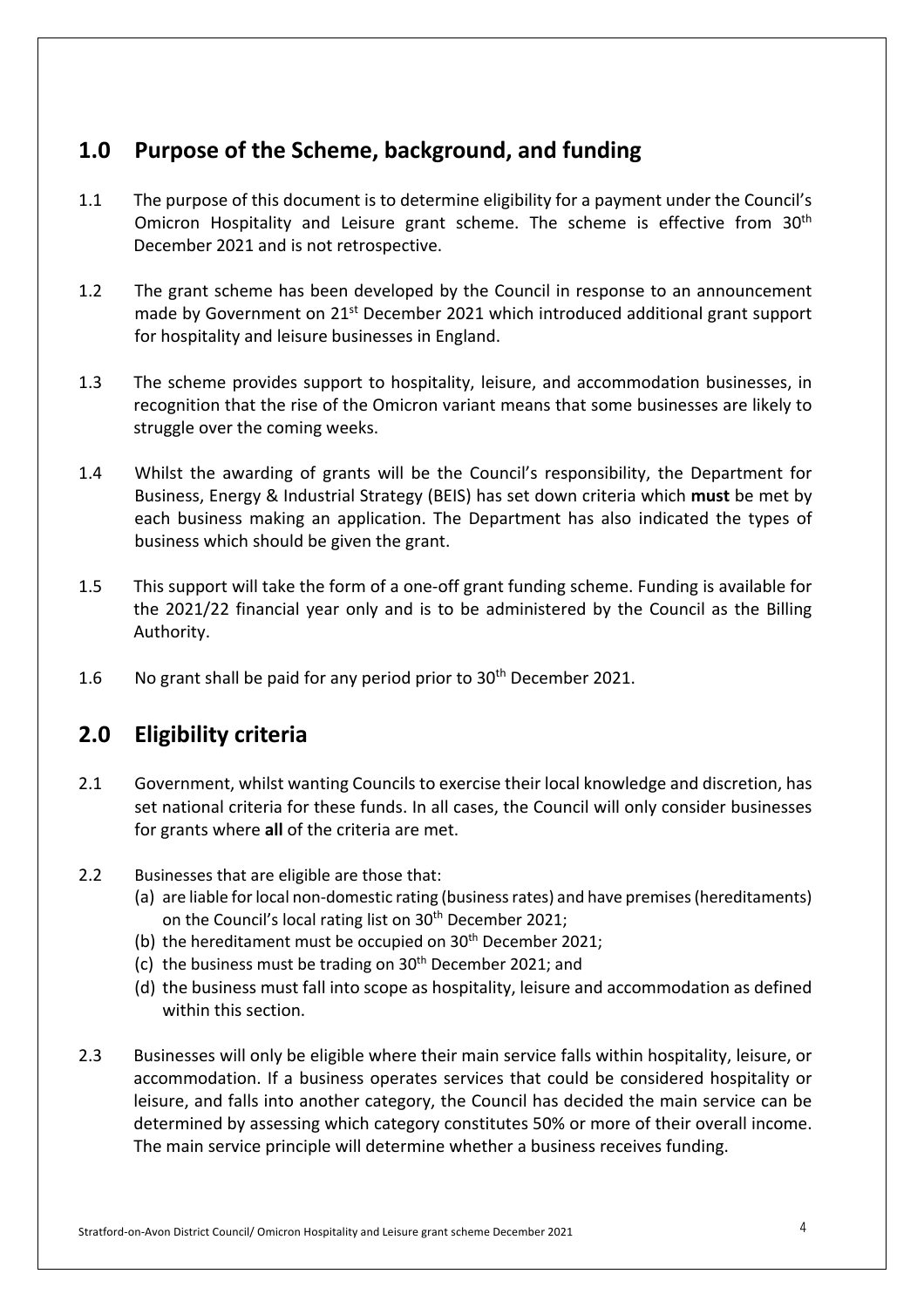## 1.0 Purpose of the Scheme, background, and funding

1.1 The purpose of this document is to determine eligibility for a payment under the Council's Omicron Hospitality and Leisure grant scheme. The scheme is effective from 30th December 2021 and is not retrospective.

1.2 The grant scheme has been developed by the Council in response to an announcement made by Government on 21st December 2021 which introduced additional grant support for hospitality and leisure businesses in England.

1.3 The scheme provides support to hospitality, leisure, and accommodation businesses, in recognition that the rise of the Omicron variant means that some businesses are likely to struggle over the coming weeks.

1.4 Whilst the awarding of grants will be the Council's responsibility, the Department for Business, Energy & Industrial Strategy (BEIS) has set down criteria which **must** be met by each business making an application. The Department has also indicated the types of business which should be given the grant.

1.5 This support will take the form of a one-off grant funding scheme. Funding is available for the 2021/22 financial year only and is to be administered by the Council as the Billing Authority.

1.6 No grant shall be paid for any period prior to 30th December 2021.

## 2.0 Eligibility criteria

2.1 Government, whilst wanting Councils to exercise their local knowledge and discretion, has set national criteria for these funds. In all cases, the Council will only consider businesses for grants where **all** of the criteria are met.

2.2 Businesses that are eligible are those that:

(a) are liable for local non-domestic rating (business rates) and have premises (hereditaments) on the Council's local rating list on 30th December 2021;
(b) the hereditament must be occupied on 30th December 2021;
(c) the business must be trading on 30th December 2021; and
(d) the business must fall into scope as hospitality, leisure and accommodation as defined within this section.

2.3 Businesses will only be eligible where their main service falls within hospitality, leisure, or accommodation. If a business operates services that could be considered hospitality or leisure, and falls into another category, the Council has decided the main service can be determined by assessing which category constitutes 50% or more of their overall income. The main service principle will determine whether a business receives funding.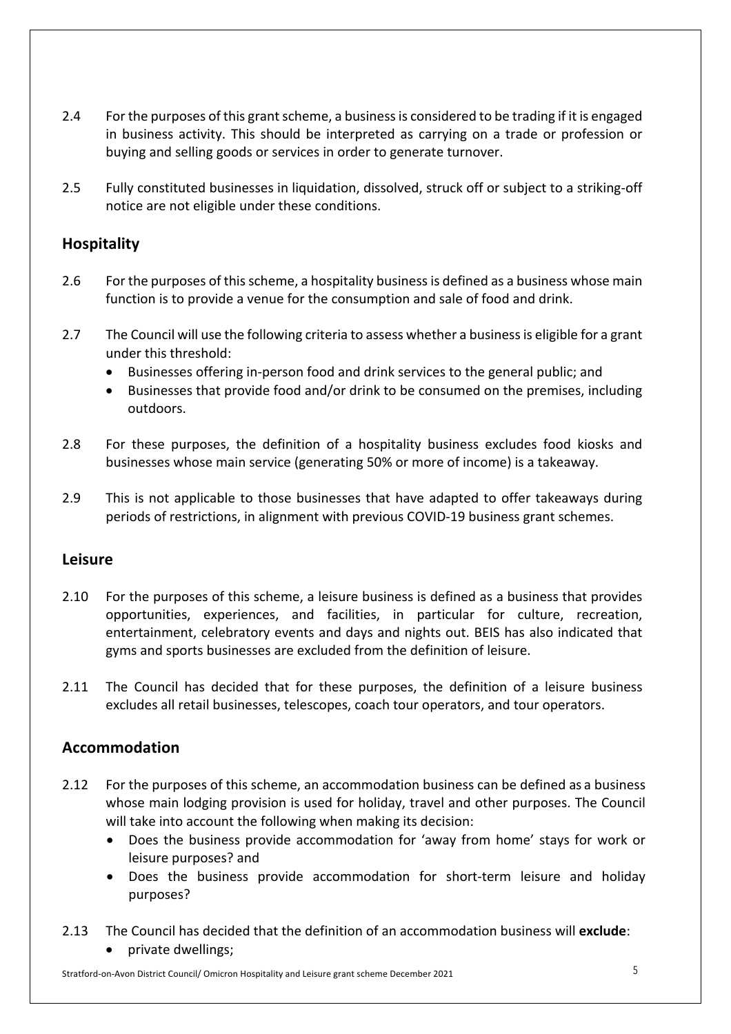2.4 For the purposes of this grant scheme, a business is considered to be trading if it is engaged in business activity. This should be interpreted as carrying on a trade or profession or buying and selling goods or services in order to generate turnover.

2.5 Fully constituted businesses in liquidation, dissolved, struck off or subject to a striking-off notice are not eligible under these conditions.

## Hospitality

2.6 For the purposes of this scheme, a hospitality business is defined as a business whose main function is to provide a venue for the consumption and sale of food and drink.

2.7 The Council will use the following criteria to assess whether a business is eligible for a grant under this threshold:

- Businesses offering in-person food and drink services to the general public; and
- Businesses that provide food and/or drink to be consumed on the premises, including outdoors.

2.8 For these purposes, the definition of a hospitality business excludes food kiosks and businesses whose main service (generating 50% or more of income) is a takeaway.

2.9 This is not applicable to those businesses that have adapted to offer takeaways during periods of restrictions, in alignment with previous COVID-19 business grant schemes.

## Leisure

2.10 For the purposes of this scheme, a leisure business is defined as a business that provides opportunities, experiences, and facilities, in particular for culture, recreation, entertainment, celebratory events and days and nights out. BEIS has also indicated that gyms and sports businesses are excluded from the definition of leisure.

2.11 The Council has decided that for these purposes, the definition of a leisure business excludes all retail businesses, telescopes, coach tour operators, and tour operators.

## Accommodation

2.12 For the purposes of this scheme, an accommodation business can be defined as a business whose main lodging provision is used for holiday, travel and other purposes. The Council will take into account the following when making its decision:

- Does the business provide accommodation for 'away from home' stays for work or leisure purposes? and
- Does the business provide accommodation for short-term leisure and holiday purposes?

2.13 The Council has decided that the definition of an accommodation business will **exclude**:

- private dwellings;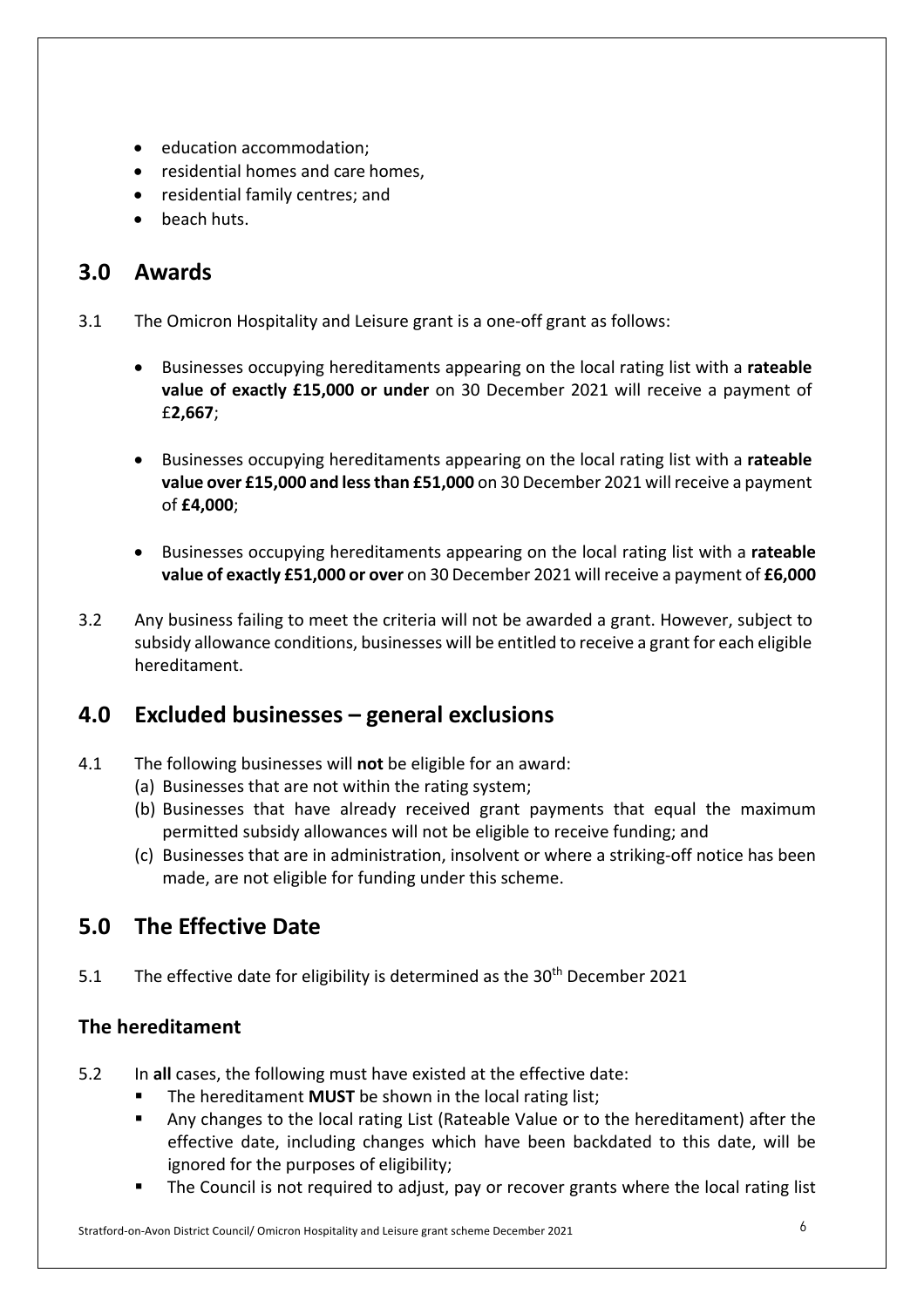- education accommodation;
- residential homes and care homes,
- residential family centres; and
- beach huts.

## 3.0 Awards

3.1 The Omicron Hospitality and Leisure grant is a one-off grant as follows:

- Businesses occupying hereditaments appearing on the local rating list with a **rateable value of exactly £15,000 or under** on 30 December 2021 will receive a payment of £**2,667**;

- Businesses occupying hereditaments appearing on the local rating list with a **rateable value over £15,000 and less than £51,000** on 30 December 2021 will receive a payment of **£4,000**;

- Businesses occupying hereditaments appearing on the local rating list with a **rateable value of exactly £51,000 or over** on 30 December 2021 will receive a payment of **£6,000**

3.2 Any business failing to meet the criteria will not be awarded a grant. However, subject to subsidy allowance conditions, businesses will be entitled to receive a grant for each eligible hereditament.

## 4.0 Excluded businesses – general exclusions

4.1 The following businesses will **not** be eligible for an award:

(a) Businesses that are not within the rating system;

(b) Businesses that have already received grant payments that equal the maximum permitted subsidy allowances will not be eligible to receive funding; and

(c) Businesses that are in administration, insolvent or where a striking-off notice has been made, are not eligible for funding under this scheme.

## 5.0 The Effective Date

5.1 The effective date for eligibility is determined as the 30th December 2021

### The hereditament

5.2 In **all** cases, the following must have existed at the effective date:

- The hereditament **MUST** be shown in the local rating list;
- Any changes to the local rating List (Rateable Value or to the hereditament) after the effective date, including changes which have been backdated to this date, will be ignored for the purposes of eligibility;
- The Council is not required to adjust, pay or recover grants where the local rating list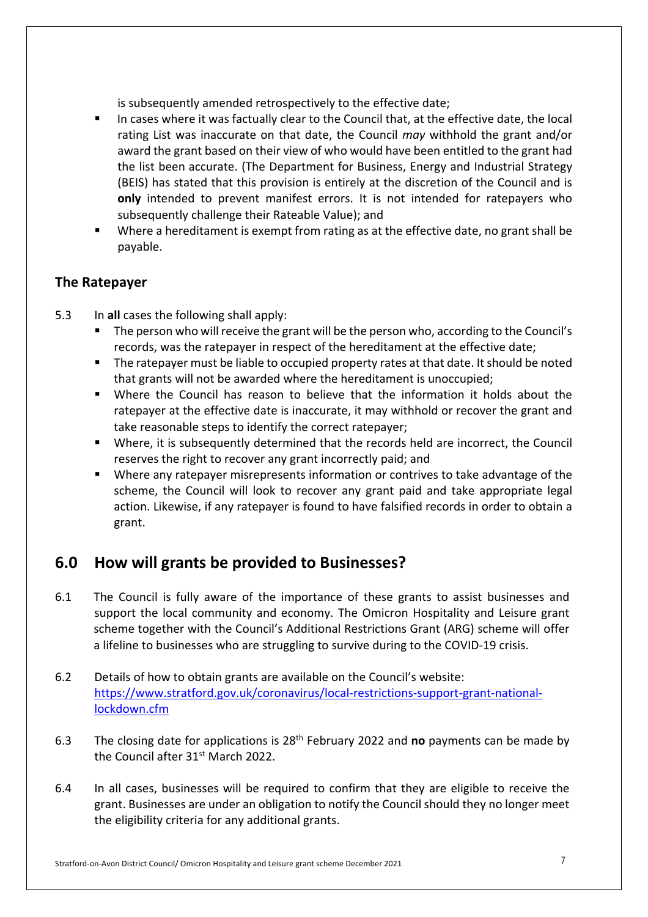is subsequently amended retrospectively to the effective date;

- In cases where it was factually clear to the Council that, at the effective date, the local rating List was inaccurate on that date, the Council *may* withhold the grant and/or award the grant based on their view of who would have been entitled to the grant had the list been accurate. (The Department for Business, Energy and Industrial Strategy (BEIS) has stated that this provision is entirely at the discretion of the Council and is **only** intended to prevent manifest errors. It is not intended for ratepayers who subsequently challenge their Rateable Value); and
- Where a hereditament is exempt from rating as at the effective date, no grant shall be payable.

### The Ratepayer

5.3 In **all** cases the following shall apply:

- The person who will receive the grant will be the person who, according to the Council's records, was the ratepayer in respect of the hereditament at the effective date;
- The ratepayer must be liable to occupied property rates at that date. It should be noted that grants will not be awarded where the hereditament is unoccupied;
- Where the Council has reason to believe that the information it holds about the ratepayer at the effective date is inaccurate, it may withhold or recover the grant and take reasonable steps to identify the correct ratepayer;
- Where, it is subsequently determined that the records held are incorrect, the Council reserves the right to recover any grant incorrectly paid; and
- Where any ratepayer misrepresents information or contrives to take advantage of the scheme, the Council will look to recover any grant paid and take appropriate legal action. Likewise, if any ratepayer is found to have falsified records in order to obtain a grant.

## 6.0 How will grants be provided to Businesses?

6.1 The Council is fully aware of the importance of these grants to assist businesses and support the local community and economy. The Omicron Hospitality and Leisure grant scheme together with the Council's Additional Restrictions Grant (ARG) scheme will offer a lifeline to businesses who are struggling to survive during to the COVID-19 crisis.

6.2 Details of how to obtain grants are available on the Council's website: [https://www.stratford.gov.uk/coronavirus/local-restrictions-support-grant-national-lockdown.cfm](https://www.stratford.gov.uk/coronavirus/local-restrictions-support-grant-national-lockdown.cfm)

6.3 The closing date for applications is 28th February 2022 and **no** payments can be made by the Council after 31st March 2022.

6.4 In all cases, businesses will be required to confirm that they are eligible to receive the grant. Businesses are under an obligation to notify the Council should they no longer meet the eligibility criteria for any additional grants.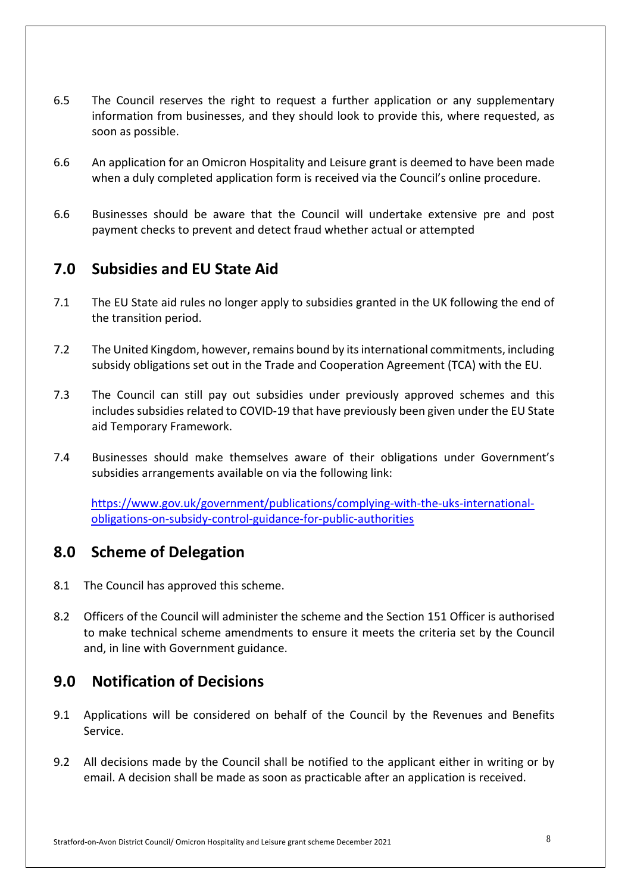6.5 The Council reserves the right to request a further application or any supplementary information from businesses, and they should look to provide this, where requested, as soon as possible.

6.6 An application for an Omicron Hospitality and Leisure grant is deemed to have been made when a duly completed application form is received via the Council's online procedure.

6.6 Businesses should be aware that the Council will undertake extensive pre and post payment checks to prevent and detect fraud whether actual or attempted

## 7.0 Subsidies and EU State Aid

7.1 The EU State aid rules no longer apply to subsidies granted in the UK following the end of the transition period.

7.2 The United Kingdom, however, remains bound by its international commitments, including subsidy obligations set out in the Trade and Cooperation Agreement (TCA) with the EU.

7.3 The Council can still pay out subsidies under previously approved schemes and this includes subsidies related to COVID-19 that have previously been given under the EU State aid Temporary Framework.

7.4 Businesses should make themselves aware of their obligations under Government's subsidies arrangements available on via the following link:

[https://www.gov.uk/government/publications/complying-with-the-uks-international-obligations-on-subsidy-control-guidance-for-public-authorities](https://www.gov.uk/government/publications/complying-with-the-uks-international-obligations-on-subsidy-control-guidance-for-public-authorities)

## 8.0 Scheme of Delegation

8.1 The Council has approved this scheme.

8.2 Officers of the Council will administer the scheme and the Section 151 Officer is authorised to make technical scheme amendments to ensure it meets the criteria set by the Council and, in line with Government guidance.

## 9.0 Notification of Decisions

9.1 Applications will be considered on behalf of the Council by the Revenues and Benefits Service.

9.2 All decisions made by the Council shall be notified to the applicant either in writing or by email. A decision shall be made as soon as practicable after an application is received.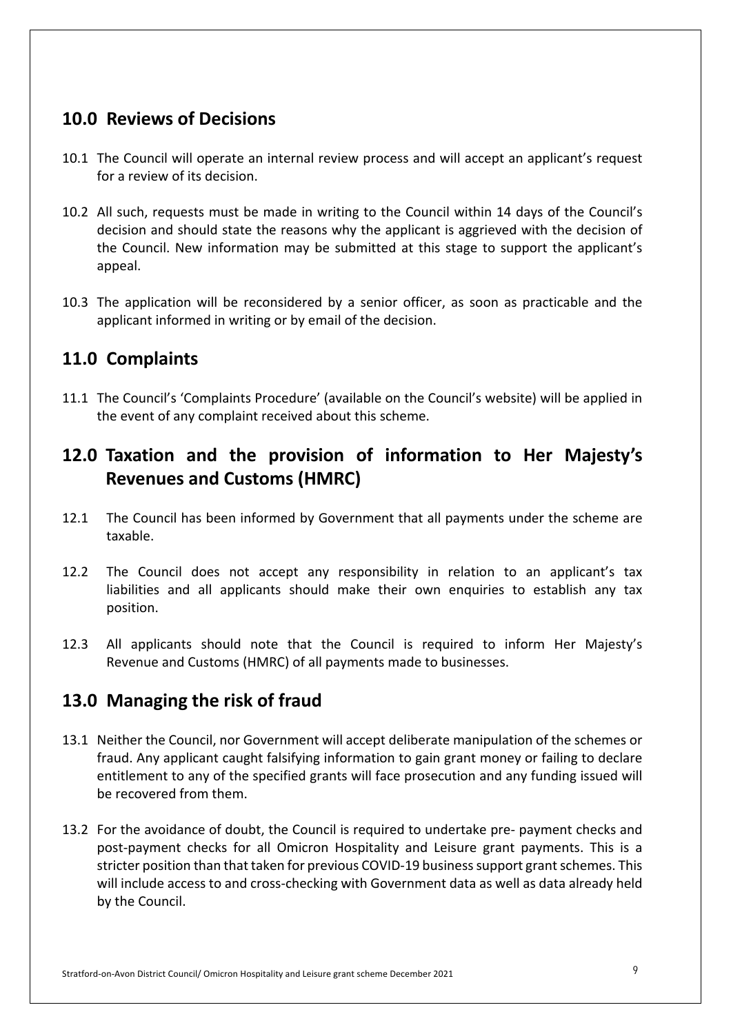## 10.0 Reviews of Decisions

10.1 The Council will operate an internal review process and will accept an applicant's request for a review of its decision.

10.2 All such, requests must be made in writing to the Council within 14 days of the Council's decision and should state the reasons why the applicant is aggrieved with the decision of the Council. New information may be submitted at this stage to support the applicant's appeal.

10.3 The application will be reconsidered by a senior officer, as soon as practicable and the applicant informed in writing or by email of the decision.

## 11.0 Complaints

11.1 The Council's 'Complaints Procedure' (available on the Council's website) will be applied in the event of any complaint received about this scheme.

## 12.0 Taxation and the provision of information to Her Majesty's Revenues and Customs (HMRC)

12.1 The Council has been informed by Government that all payments under the scheme are taxable.

12.2 The Council does not accept any responsibility in relation to an applicant's tax liabilities and all applicants should make their own enquiries to establish any tax position.

12.3 All applicants should note that the Council is required to inform Her Majesty's Revenue and Customs (HMRC) of all payments made to businesses.

## 13.0 Managing the risk of fraud

13.1 Neither the Council, nor Government will accept deliberate manipulation of the schemes or fraud. Any applicant caught falsifying information to gain grant money or failing to declare entitlement to any of the specified grants will face prosecution and any funding issued will be recovered from them.

13.2 For the avoidance of doubt, the Council is required to undertake pre- payment checks and post-payment checks for all Omicron Hospitality and Leisure grant payments. This is a stricter position than that taken for previous COVID-19 business support grant schemes. This will include access to and cross-checking with Government data as well as data already held by the Council.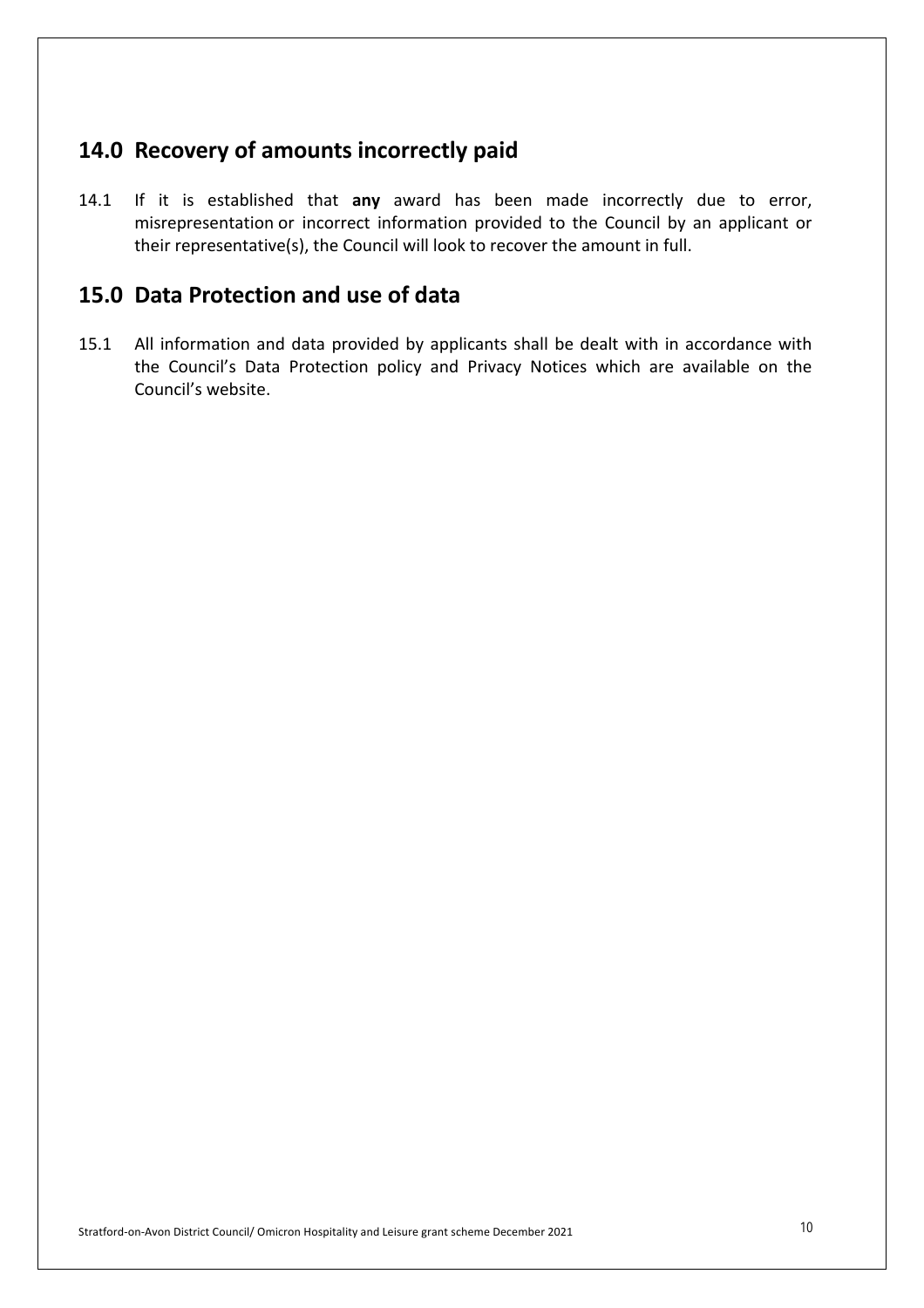## 14.0 Recovery of amounts incorrectly paid

14.1 If it is established that **any** award has been made incorrectly due to error, misrepresentation or incorrect information provided to the Council by an applicant or their representative(s), the Council will look to recover the amount in full.

## 15.0 Data Protection and use of data

15.1 All information and data provided by applicants shall be dealt with in accordance with the Council's Data Protection policy and Privacy Notices which are available on the Council's website.